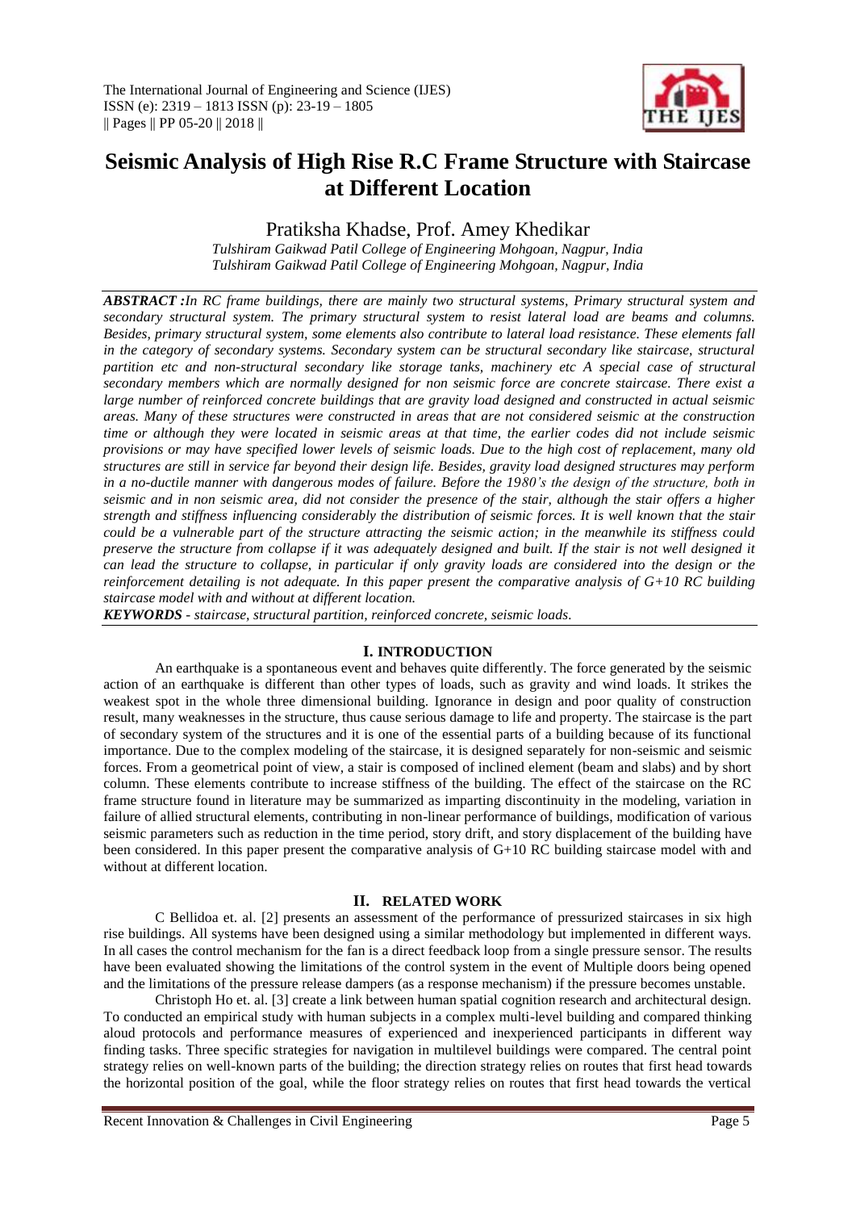The International Journal of Engineering and Science (IJES)
ISSN (e): 2319 – 1813 ISSN (p): 23-19 – 1805
|| Pages || PP 05-20 || 2018 ||

# Seismic Analysis of High Rise R.C Frame Structure with Staircase at Different Location

Pratiksha Khadse, Prof. Amey Khedikar

*Tulshiram Gaikwad Patil College of Engineering Mohgoan, Nagpur, India*
*Tulshiram Gaikwad Patil College of Engineering Mohgoan, Nagpur, India*

***ABSTRACT :****In RC frame buildings, there are mainly two structural systems, Primary structural system and secondary structural system. The primary structural system to resist lateral load are beams and columns. Besides, primary structural system, some elements also contribute to lateral load resistance. These elements fall in the category of secondary systems. Secondary system can be structural secondary like staircase, structural partition etc and non-structural secondary like storage tanks, machinery etc A special case of structural secondary members which are normally designed for non seismic force are concrete staircase. There exist a large number of reinforced concrete buildings that are gravity load designed and constructed in actual seismic areas. Many of these structures were constructed in areas that are not considered seismic at the construction time or although they were located in seismic areas at that time, the earlier codes did not include seismic provisions or may have specified lower levels of seismic loads. Due to the high cost of replacement, many old structures are still in service far beyond their design life. Besides, gravity load designed structures may perform in a no-ductile manner with dangerous modes of failure. Before the 1980's the design of the structure, both in seismic and in non seismic area, did not consider the presence of the stair, although the stair offers a higher strength and stiffness influencing considerably the distribution of seismic forces. It is well known that the stair could be a vulnerable part of the structure attracting the seismic action; in the meanwhile its stiffness could preserve the structure from collapse if it was adequately designed and built. If the stair is not well designed it can lead the structure to collapse, in particular if only gravity loads are considered into the design or the reinforcement detailing is not adequate. In this paper present the comparative analysis of G+10 RC building staircase model with and without at different location.*

***KEYWORDS*** *- staircase, structural partition, reinforced concrete, seismic loads.*

## I. INTRODUCTION

An earthquake is a spontaneous event and behaves quite differently. The force generated by the seismic action of an earthquake is different than other types of loads, such as gravity and wind loads. It strikes the weakest spot in the whole three dimensional building. Ignorance in design and poor quality of construction result, many weaknesses in the structure, thus cause serious damage to life and property. The staircase is the part of secondary system of the structures and it is one of the essential parts of a building because of its functional importance. Due to the complex modeling of the staircase, it is designed separately for non-seismic and seismic forces. From a geometrical point of view, a stair is composed of inclined element (beam and slabs) and by short column. These elements contribute to increase stiffness of the building. The effect of the staircase on the RC frame structure found in literature may be summarized as imparting discontinuity in the modeling, variation in failure of allied structural elements, contributing in non-linear performance of buildings, modification of various seismic parameters such as reduction in the time period, story drift, and story displacement of the building have been considered. In this paper present the comparative analysis of G+10 RC building staircase model with and without at different location.

## II. RELATED WORK

C Bellidoa et. al. [2] presents an assessment of the performance of pressurized staircases in six high rise buildings. All systems have been designed using a similar methodology but implemented in different ways. In all cases the control mechanism for the fan is a direct feedback loop from a single pressure sensor. The results have been evaluated showing the limitations of the control system in the event of Multiple doors being opened and the limitations of the pressure release dampers (as a response mechanism) if the pressure becomes unstable.

Christoph Ho et. al. [3] create a link between human spatial cognition research and architectural design. To conducted an empirical study with human subjects in a complex multi-level building and compared thinking aloud protocols and performance measures of experienced and inexperienced participants in different way finding tasks. Three specific strategies for navigation in multilevel buildings were compared. The central point strategy relies on well-known parts of the building; the direction strategy relies on routes that first head towards the horizontal position of the goal, while the floor strategy relies on routes that first head towards the vertical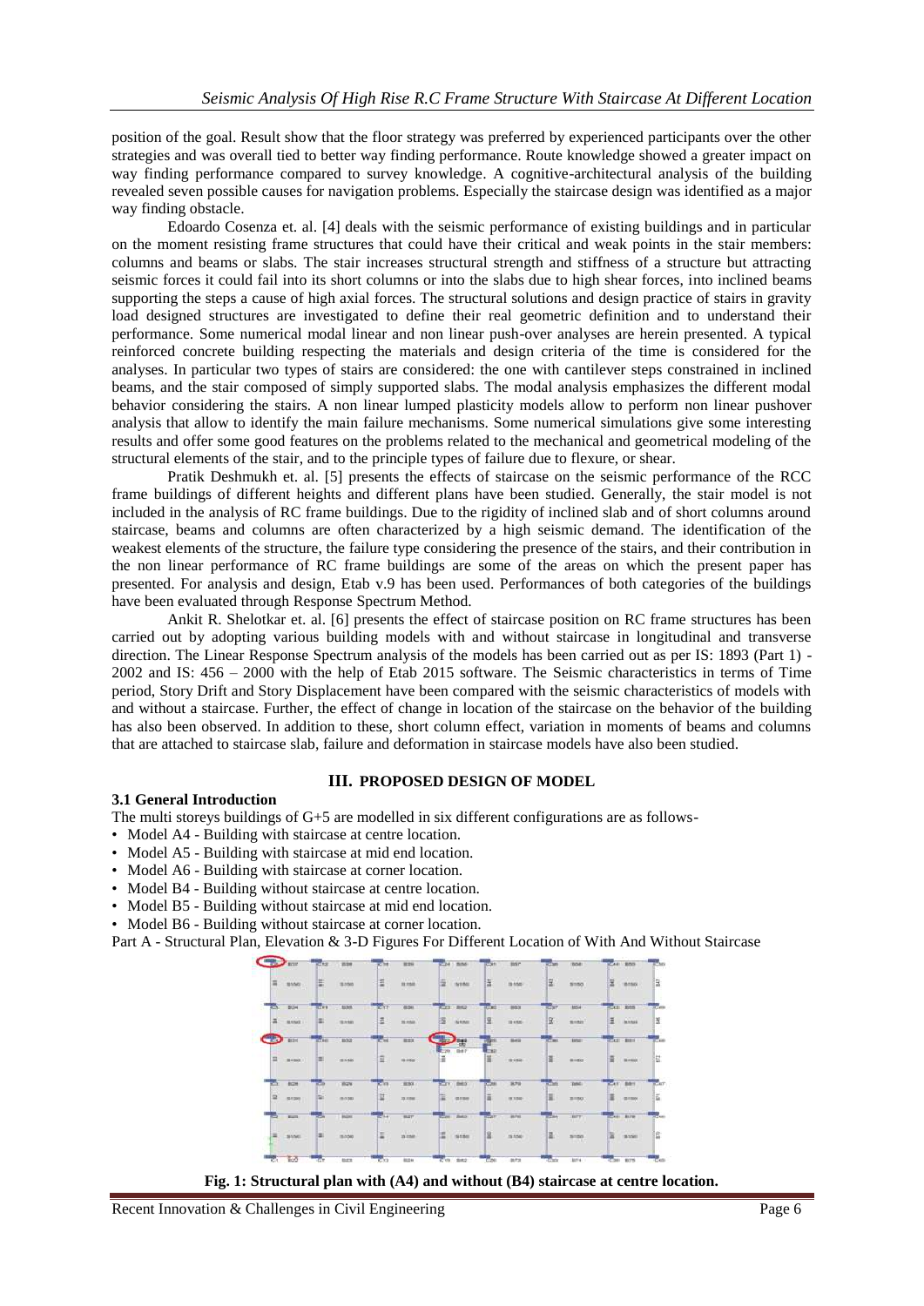position of the goal. Result show that the floor strategy was preferred by experienced participants over the other strategies and was overall tied to better way finding performance. Route knowledge showed a greater impact on way finding performance compared to survey knowledge. A cognitive-architectural analysis of the building revealed seven possible causes for navigation problems. Especially the staircase design was identified as a major way finding obstacle.

Edoardo Cosenza et. al. [4] deals with the seismic performance of existing buildings and in particular on the moment resisting frame structures that could have their critical and weak points in the stair members: columns and beams or slabs. The stair increases structural strength and stiffness of a structure but attracting seismic forces it could fail into its short columns or into the slabs due to high shear forces, into inclined beams supporting the steps a cause of high axial forces. The structural solutions and design practice of stairs in gravity load designed structures are investigated to define their real geometric definition and to understand their performance. Some numerical modal linear and non linear push-over analyses are herein presented. A typical reinforced concrete building respecting the materials and design criteria of the time is considered for the analyses. In particular two types of stairs are considered: the one with cantilever steps constrained in inclined beams, and the stair composed of simply supported slabs. The modal analysis emphasizes the different modal behavior considering the stairs. A non linear lumped plasticity models allow to perform non linear pushover analysis that allow to identify the main failure mechanisms. Some numerical simulations give some interesting results and offer some good features on the problems related to the mechanical and geometrical modeling of the structural elements of the stair, and to the principle types of failure due to flexure, or shear.

Pratik Deshmukh et. al. [5] presents the effects of staircase on the seismic performance of the RCC frame buildings of different heights and different plans have been studied. Generally, the stair model is not included in the analysis of RC frame buildings. Due to the rigidity of inclined slab and of short columns around staircase, beams and columns are often characterized by a high seismic demand. The identification of the weakest elements of the structure, the failure type considering the presence of the stairs, and their contribution in the non linear performance of RC frame buildings are some of the areas on which the present paper has presented. For analysis and design, Etab v.9 has been used. Performances of both categories of the buildings have been evaluated through Response Spectrum Method.

Ankit R. Shelotkar et. al. [6] presents the effect of staircase position on RC frame structures has been carried out by adopting various building models with and without staircase in longitudinal and transverse direction. The Linear Response Spectrum analysis of the models has been carried out as per IS: 1893 (Part 1) - 2002 and IS: 456 – 2000 with the help of Etab 2015 software. The Seismic characteristics in terms of Time period, Story Drift and Story Displacement have been compared with the seismic characteristics of models with and without a staircase. Further, the effect of change in location of the staircase on the behavior of the building has also been observed. In addition to these, short column effect, variation in moments of beams and columns that are attached to staircase slab, failure and deformation in staircase models have also been studied.

## III. PROPOSED DESIGN OF MODEL

### 3.1 General Introduction

The multi storeys buildings of G+5 are modelled in six different configurations are as follows-

- Model A4 - Building with staircase at centre location.
- Model A5 - Building with staircase at mid end location.
- Model A6 - Building with staircase at corner location.
- Model B4 - Building without staircase at centre location.
- Model B5 - Building without staircase at mid end location.
- Model B6 - Building without staircase at corner location.

Part A - Structural Plan, Elevation & 3-D Figures For Different Location of With And Without Staircase

**Fig. 1: Structural plan with (A4) and without (B4) staircase at centre location.**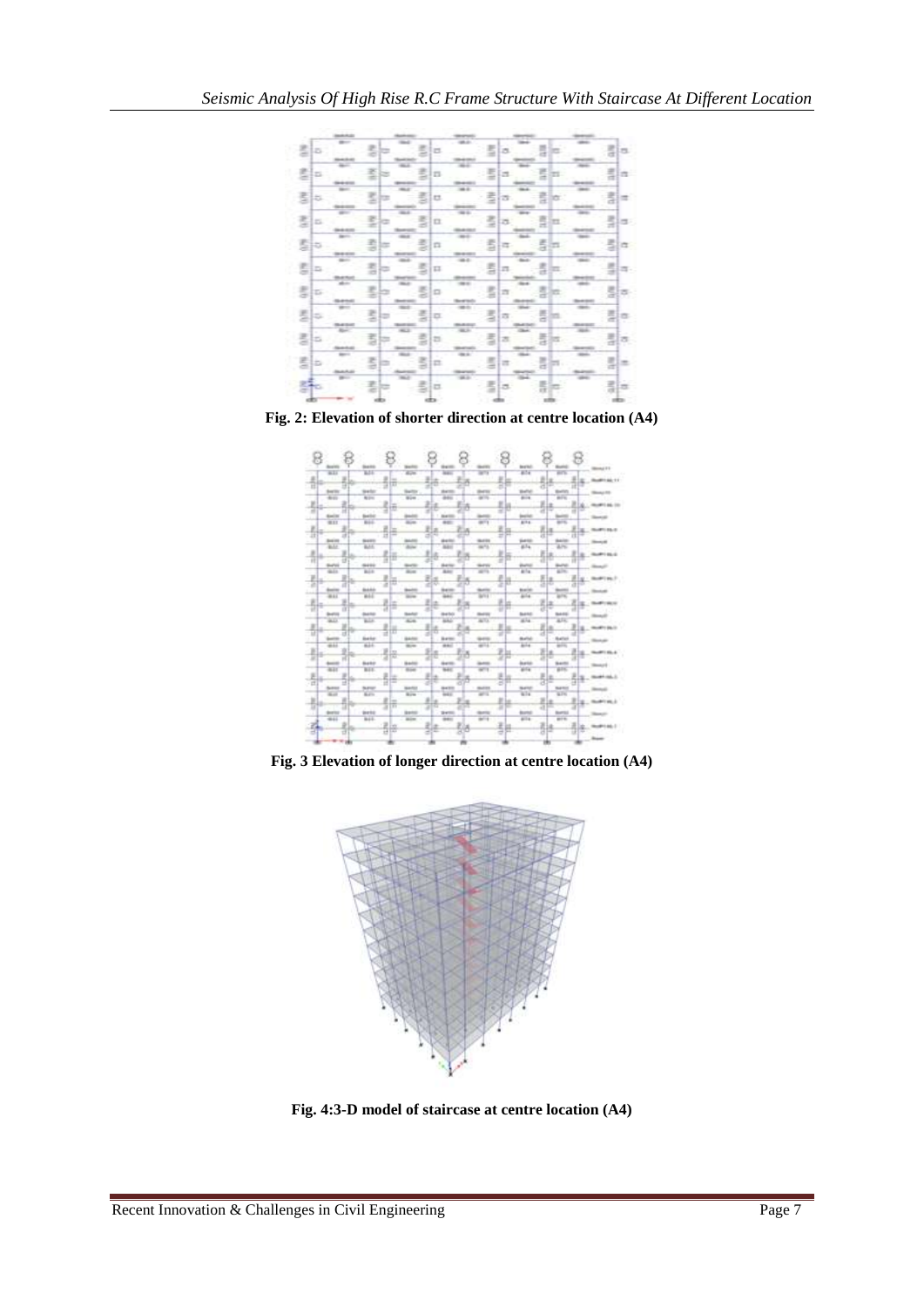Fig. 2: Elevation of shorter direction at centre location (A4)

Fig. 3 Elevation of longer direction at centre location (A4)

Fig. 4:3-D model of staircase at centre location (A4)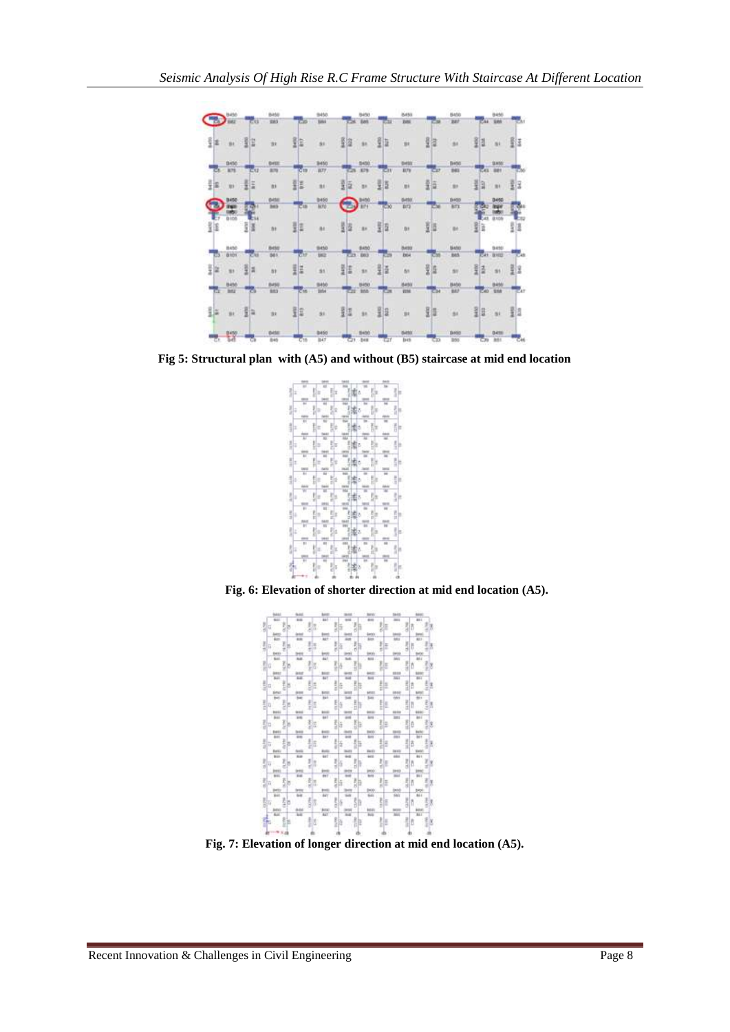Fig 5: Structural plan with (A5) and without (B5) staircase at mid end location

Fig. 6: Elevation of shorter direction at mid end location (A5).

Fig. 7: Elevation of longer direction at mid end location (A5).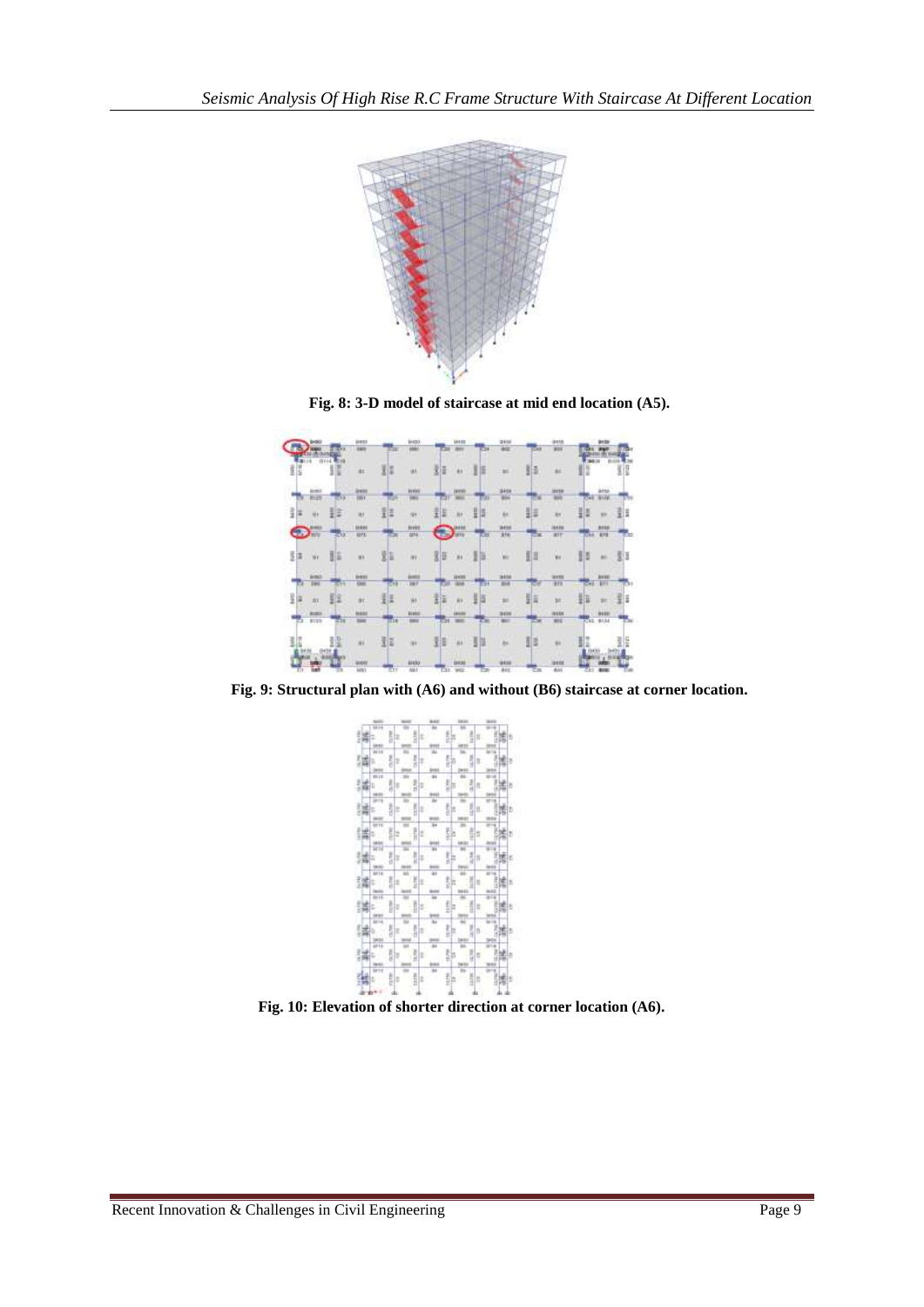Fig. 8: 3-D model of staircase at mid end location (A5).

Fig. 9: Structural plan with (A6) and without (B6) staircase at corner location.

Fig. 10: Elevation of shorter direction at corner location (A6).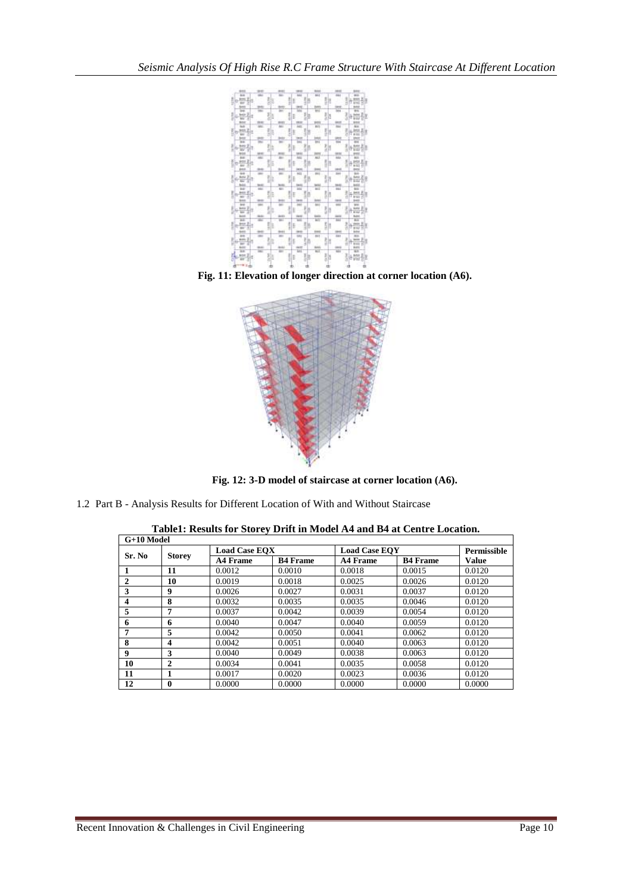Fig. 11: Elevation of longer direction at corner location (A6).

Fig. 12: 3-D model of staircase at corner location (A6).

1.2 Part B - Analysis Results for Different Location of With and Without Staircase

**Table1: Results for Storey Drift in Model A4 and B4 at Centre Location.**

| G+10 Model | | | | | | |
|---|---|---|---|---|---|---|
| Sr. No | Storey | Load Case EQX | | Load Case EQY | | Permissible Value |
| | | A4 Frame | B4 Frame | A4 Frame | B4 Frame | |
| 1 | 11 | 0.0012 | 0.0010 | 0.0018 | 0.0015 | 0.0120 |
| 2 | 10 | 0.0019 | 0.0018 | 0.0025 | 0.0026 | 0.0120 |
| 3 | 9 | 0.0026 | 0.0027 | 0.0031 | 0.0037 | 0.0120 |
| 4 | 8 | 0.0032 | 0.0035 | 0.0035 | 0.0046 | 0.0120 |
| 5 | 7 | 0.0037 | 0.0042 | 0.0039 | 0.0054 | 0.0120 |
| 6 | 6 | 0.0040 | 0.0047 | 0.0040 | 0.0059 | 0.0120 |
| 7 | 5 | 0.0042 | 0.0050 | 0.0041 | 0.0062 | 0.0120 |
| 8 | 4 | 0.0042 | 0.0051 | 0.0040 | 0.0063 | 0.0120 |
| 9 | 3 | 0.0040 | 0.0049 | 0.0038 | 0.0063 | 0.0120 |
| 10 | 2 | 0.0034 | 0.0041 | 0.0035 | 0.0058 | 0.0120 |
| 11 | 1 | 0.0017 | 0.0020 | 0.0023 | 0.0036 | 0.0120 |
| 12 | 0 | 0.0000 | 0.0000 | 0.0000 | 0.0000 | 0.0000 |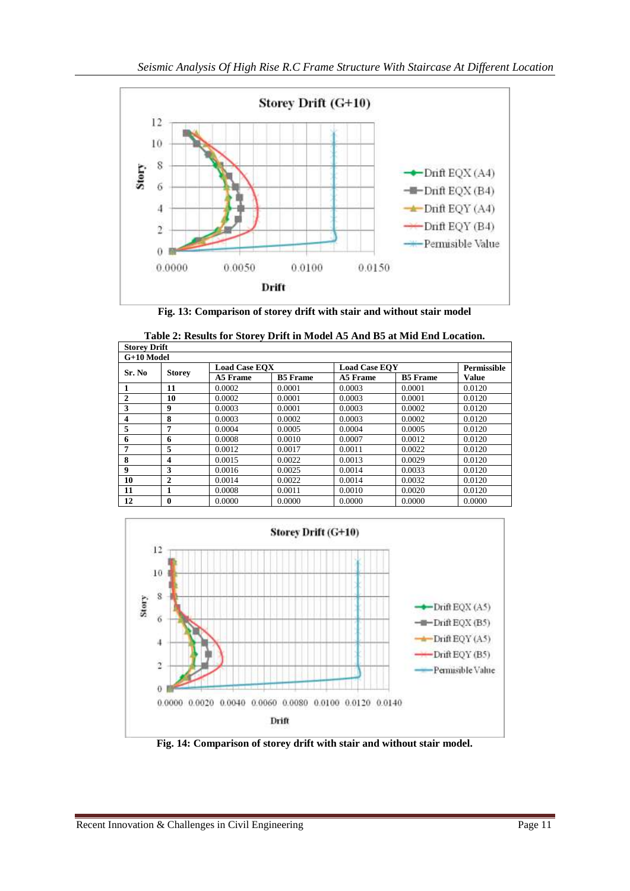Fig. 13: Comparison of storey drift with stair and without stair model

**Table 2: Results for Storey Drift in Model A5 And B5 at Mid End Location.**

| Storey Drift | | | | | | |
|---|---|---|---|---|---|---|
| **G+10 Model** | | | | | | |
| **Sr. No** | **Storey** | **Load Case EQX** | | **Load Case EQY** | | **Permissible** |
| | | **A5 Frame** | **B5 Frame** | **A5 Frame** | **B5 Frame** | **Value** |
| **1** | **11** | 0.0002 | 0.0001 | 0.0003 | 0.0001 | 0.0120 |
| **2** | **10** | 0.0002 | 0.0001 | 0.0003 | 0.0001 | 0.0120 |
| **3** | **9** | 0.0003 | 0.0001 | 0.0003 | 0.0002 | 0.0120 |
| **4** | **8** | 0.0003 | 0.0002 | 0.0003 | 0.0002 | 0.0120 |
| **5** | **7** | 0.0004 | 0.0005 | 0.0004 | 0.0005 | 0.0120 |
| **6** | **6** | 0.0008 | 0.0010 | 0.0007 | 0.0012 | 0.0120 |
| **7** | **5** | 0.0012 | 0.0017 | 0.0011 | 0.0022 | 0.0120 |
| **8** | **4** | 0.0015 | 0.0022 | 0.0013 | 0.0029 | 0.0120 |
| **9** | **3** | 0.0016 | 0.0025 | 0.0014 | 0.0033 | 0.0120 |
| **10** | **2** | 0.0014 | 0.0022 | 0.0014 | 0.0032 | 0.0120 |
| **11** | **1** | 0.0008 | 0.0011 | 0.0010 | 0.0020 | 0.0120 |
| **12** | **0** | 0.0000 | 0.0000 | 0.0000 | 0.0000 | 0.0000 |

Fig. 14: Comparison of storey drift with stair and without stair model.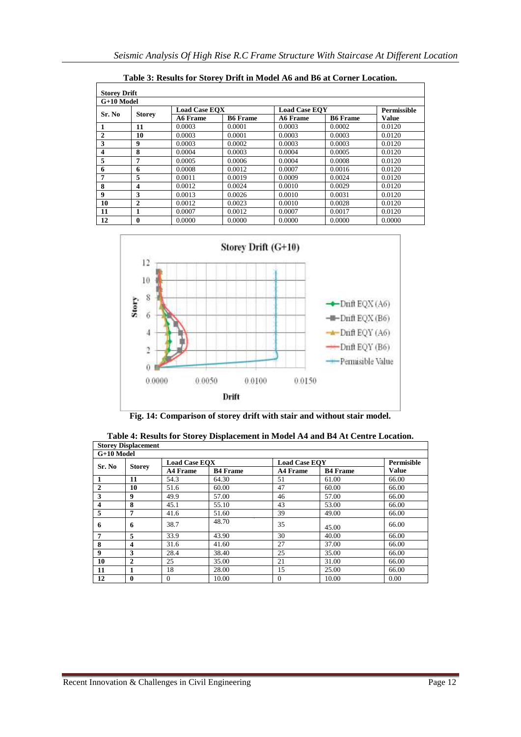**Table 3: Results for Storey Drift in Model A6 and B6 at Corner Location.**

| Storey Drift | | | | | | |
|---|---|---|---|---|---|---|
| G+10 Model | | | | | | |
| Sr. No | Storey | Load Case EQX | | Load Case EQY | | Permissible |
| | | A6 Frame | B6 Frame | A6 Frame | B6 Frame | Value |
| 1 | 11 | 0.0003 | 0.0001 | 0.0003 | 0.0002 | 0.0120 |
| 2 | 10 | 0.0003 | 0.0001 | 0.0003 | 0.0003 | 0.0120 |
| 3 | 9 | 0.0003 | 0.0002 | 0.0003 | 0.0003 | 0.0120 |
| 4 | 8 | 0.0004 | 0.0003 | 0.0004 | 0.0005 | 0.0120 |
| 5 | 7 | 0.0005 | 0.0006 | 0.0004 | 0.0008 | 0.0120 |
| 6 | 6 | 0.0008 | 0.0012 | 0.0007 | 0.0016 | 0.0120 |
| 7 | 5 | 0.0011 | 0.0019 | 0.0009 | 0.0024 | 0.0120 |
| 8 | 4 | 0.0012 | 0.0024 | 0.0010 | 0.0029 | 0.0120 |
| 9 | 3 | 0.0013 | 0.0026 | 0.0010 | 0.0031 | 0.0120 |
| 10 | 2 | 0.0012 | 0.0023 | 0.0010 | 0.0028 | 0.0120 |
| 11 | 1 | 0.0007 | 0.0012 | 0.0007 | 0.0017 | 0.0120 |
| 12 | 0 | 0.0000 | 0.0000 | 0.0000 | 0.0000 | 0.0000 |

**Fig. 14: Comparison of storey drift with stair and without stair model.**

**Table 4: Results for Storey Displacement in Model A4 and B4 At Centre Location.**

| Storey Displacement | | | | | | |
|---|---|---|---|---|---|---|
| G+10 Model | | | | | | |
| Sr. No | Storey | Load Case EQX | | Load Case EQY | | Permisible |
| | | A4 Frame | B4 Frame | A4 Frame | B4 Frame | Value |
| 1 | 11 | 54.3 | 64.30 | 51 | 61.00 | 66.00 |
| 2 | 10 | 51.6 | 60.00 | 47 | 60.00 | 66.00 |
| 3 | 9 | 49.9 | 57.00 | 46 | 57.00 | 66.00 |
| 4 | 8 | 45.1 | 55.10 | 43 | 53.00 | 66.00 |
| 5 | 7 | 41.6 | 51.60 | 39 | 49.00 | 66.00 |
| 6 | 6 | 38.7 | 48.70 | 35 | 45.00 | 66.00 |
| 7 | 5 | 33.9 | 43.90 | 30 | 40.00 | 66.00 |
| 8 | 4 | 31.6 | 41.60 | 27 | 37.00 | 66.00 |
| 9 | 3 | 28.4 | 38.40 | 25 | 35.00 | 66.00 |
| 10 | 2 | 25 | 35.00 | 21 | 31.00 | 66.00 |
| 11 | 1 | 18 | 28.00 | 15 | 25.00 | 66.00 |
| 12 | 0 | 0 | 10.00 | 0 | 10.00 | 0.00 |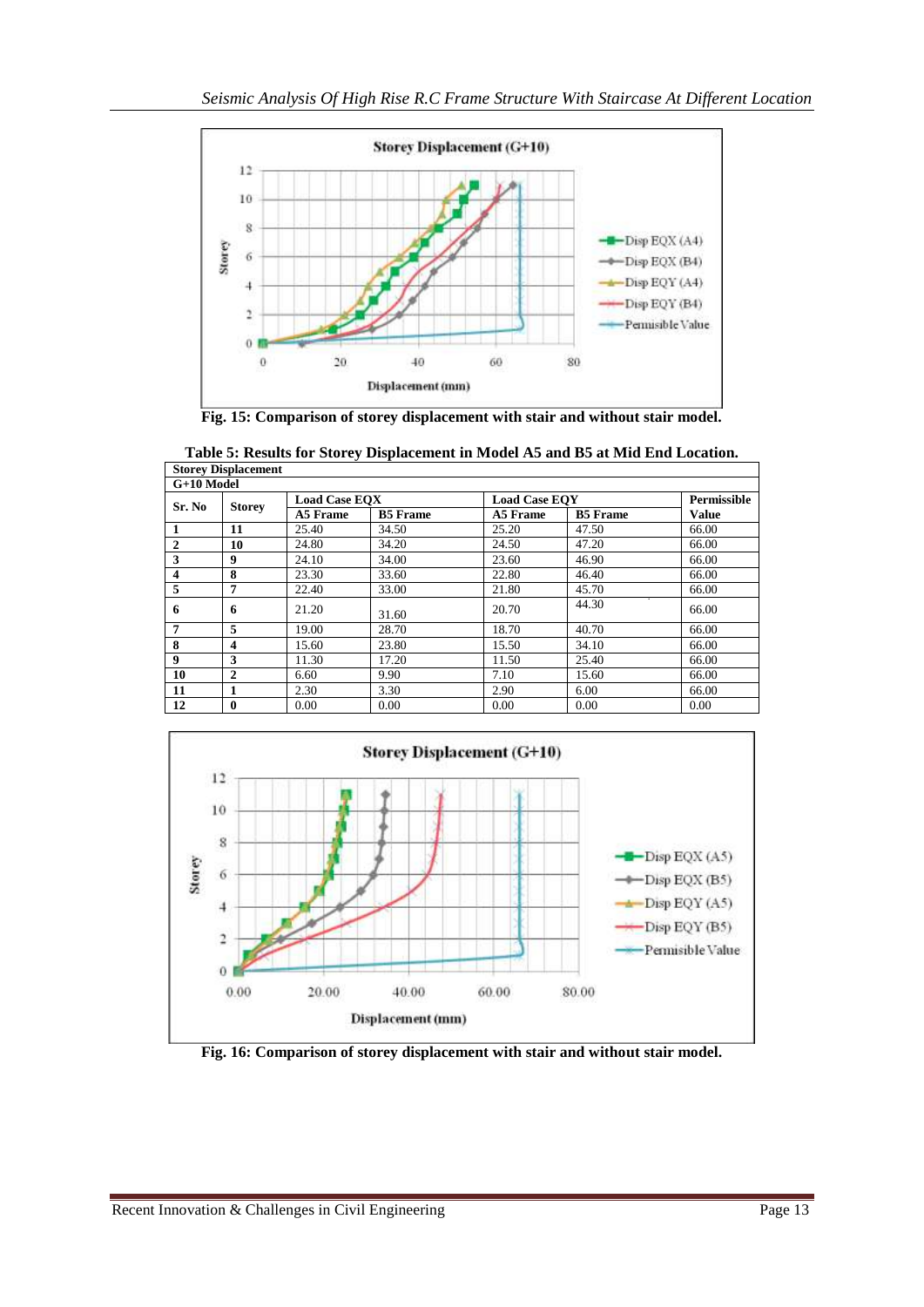Fig. 15: Comparison of storey displacement with stair and without stair model.

**Table 5: Results for Storey Displacement in Model A5 and B5 at Mid End Location.**

| Storey Displacement | | | | | | |
|---|---|---|---|---|---|---|
| G+10 Model | | | | | | |
| Sr. No | Storey | Load Case EQX | | Load Case EQY | | Permissible |
| | | A5 Frame | B5 Frame | A5 Frame | B5 Frame | Value |
| 1 | 11 | 25.40 | 34.50 | 25.20 | 47.50 | 66.00 |
| 2 | 10 | 24.80 | 34.20 | 24.50 | 47.20 | 66.00 |
| 3 | 9 | 24.10 | 34.00 | 23.60 | 46.90 | 66.00 |
| 4 | 8 | 23.30 | 33.60 | 22.80 | 46.40 | 66.00 |
| 5 | 7 | 22.40 | 33.00 | 21.80 | 45.70 | 66.00 |
| 6 | 6 | 21.20 | 31.60 | 20.70 | 44.30 | 66.00 |
| 7 | 5 | 19.00 | 28.70 | 18.70 | 40.70 | 66.00 |
| 8 | 4 | 15.60 | 23.80 | 15.50 | 34.10 | 66.00 |
| 9 | 3 | 11.30 | 17.20 | 11.50 | 25.40 | 66.00 |
| 10 | 2 | 6.60 | 9.90 | 7.10 | 15.60 | 66.00 |
| 11 | 1 | 2.30 | 3.30 | 2.90 | 6.00 | 66.00 |
| 12 | 0 | 0.00 | 0.00 | 0.00 | 0.00 | 0.00 |

Fig. 16: Comparison of storey displacement with stair and without stair model.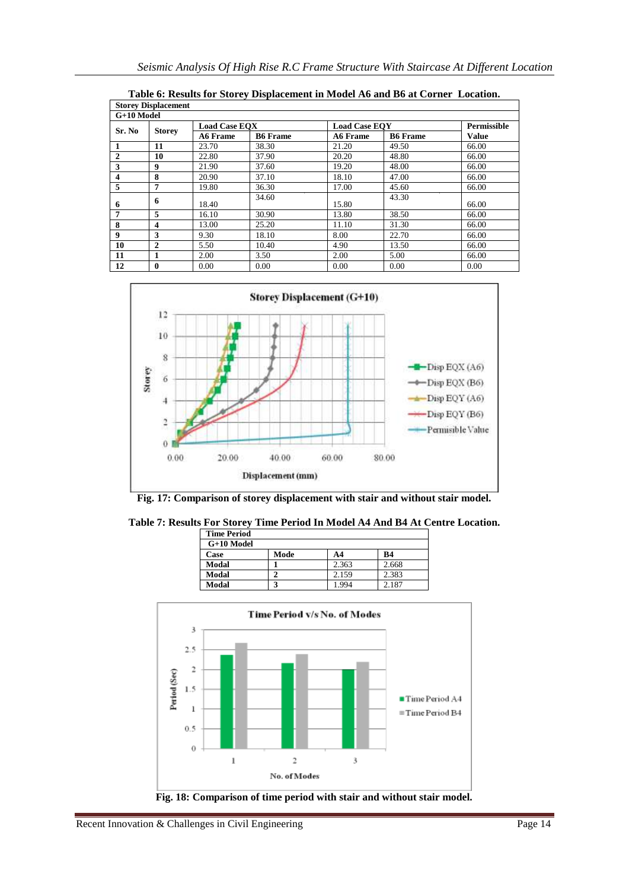**Table 6: Results for Storey Displacement in Model A6 and B6 at Corner Location.**

| Storey Displacement | | | | | | |
|---|---|---|---|---|---|---|
| G+10 Model | | | | | | |
| Sr. No | Storey | Load Case EQX | | Load Case EQY | | Permissible |
| | | A6 Frame | B6 Frame | A6 Frame | B6 Frame | Value |
| 1 | 11 | 23.70 | 38.30 | 21.20 | 49.50 | 66.00 |
| 2 | 10 | 22.80 | 37.90 | 20.20 | 48.80 | 66.00 |
| 3 | 9 | 21.90 | 37.60 | 19.20 | 48.00 | 66.00 |
| 4 | 8 | 20.90 | 37.10 | 18.10 | 47.00 | 66.00 |
| 5 | 7 | 19.80 | 36.30 | 17.00 | 45.60 | 66.00 |
| 6 | 6 | 18.40 | 34.60 | 15.80 | 43.30 | 66.00 |
| 7 | 5 | 16.10 | 30.90 | 13.80 | 38.50 | 66.00 |
| 8 | 4 | 13.00 | 25.20 | 11.10 | 31.30 | 66.00 |
| 9 | 3 | 9.30 | 18.10 | 8.00 | 22.70 | 66.00 |
| 10 | 2 | 5.50 | 10.40 | 4.90 | 13.50 | 66.00 |
| 11 | 1 | 2.00 | 3.50 | 2.00 | 5.00 | 66.00 |
| 12 | 0 | 0.00 | 0.00 | 0.00 | 0.00 | 0.00 |

**Fig. 17: Comparison of storey displacement with stair and without stair model.**

**Table 7: Results For Storey Time Period In Model A4 And B4 At Centre Location.**

| Time Period | | | |
|---|---|---|---|
| G+10 Model | | | |
| Case | Mode | A4 | B4 |
| Modal | 1 | 2.363 | 2.668 |
| Modal | 2 | 2.159 | 2.383 |
| Modal | 3 | 1.994 | 2.187 |

**Fig. 18: Comparison of time period with stair and without stair model.**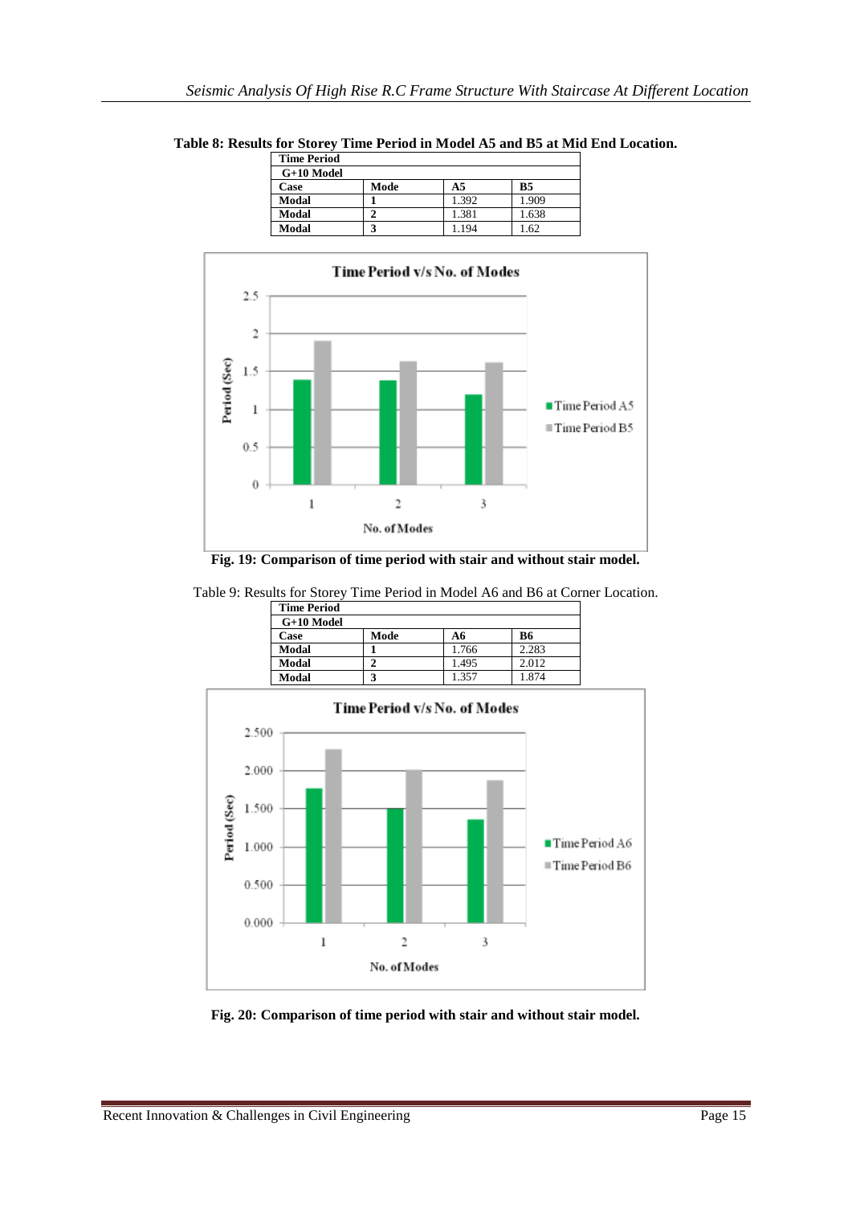**Table 8: Results for Storey Time Period in Model A5 and B5 at Mid End Location.**

| Time Period | | | |
|---|---|---|---|
| G+10 Model | | | |
| **Case** | **Mode** | **A5** | **B5** |
| **Modal** | **1** | 1.392 | 1.909 |
| **Modal** | **2** | 1.381 | 1.638 |
| **Modal** | **3** | 1.194 | 1.62 |

**Fig. 19: Comparison of time period with stair and without stair model.**

Table 9: Results for Storey Time Period in Model A6 and B6 at Corner Location.

| Time Period | | | |
|---|---|---|---|
| G+10 Model | | | |
| **Case** | **Mode** | **A6** | **B6** |
| **Modal** | **1** | 1.766 | 2.283 |
| **Modal** | **2** | 1.495 | 2.012 |
| **Modal** | **3** | 1.357 | 1.874 |

**Fig. 20: Comparison of time period with stair and without stair model.**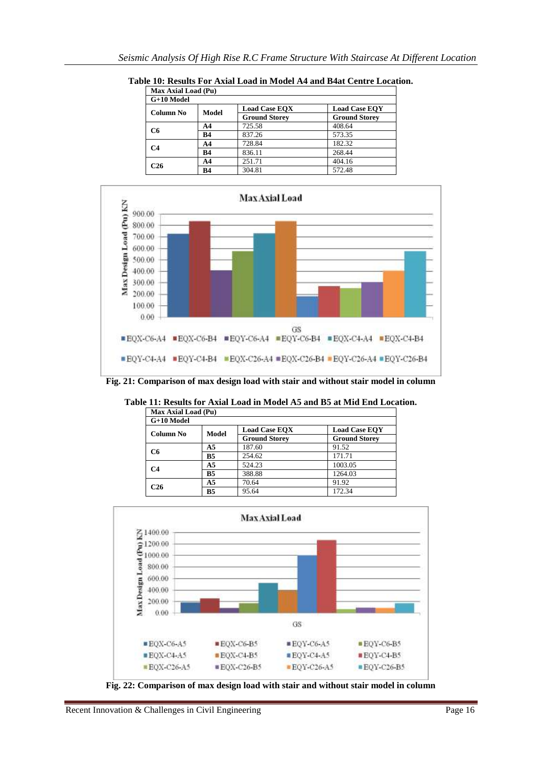**Table 10: Results For Axial Load in Model A4 and B4at Centre Location.**

| Max Axial Load (Pu) | | | |
|---|---|---|---|
| G+10 Model | | | |
| Column No | Model | Load Case EQX | Load Case EQY |
| | | Ground Storey | Ground Storey |
| C6 | A4 | 725.58 | 408.64 |
| | B4 | 837.26 | 573.35 |
| C4 | A4 | 728.84 | 182.32 |
| | B4 | 836.11 | 268.44 |
| C26 | A4 | 251.71 | 404.16 |
| | B4 | 304.81 | 572.48 |

**Fig. 21: Comparison of max design load with stair and without stair model in column**

**Table 11: Results for Axial Load in Model A5 and B5 at Mid End Location.**

| Max Axial Load (Pu) | | | |
|---|---|---|---|
| G+10 Model | | | |
| Column No | Model | Load Case EQX | Load Case EQY |
| | | Ground Storey | Ground Storey |
| C6 | A5 | 187.60 | 91.52 |
| | B5 | 254.62 | 171.71 |
| C4 | A5 | 524.23 | 1003.05 |
| | B5 | 388.88 | 1264.03 |
| C26 | A5 | 70.64 | 91.92 |
| | B5 | 95.64 | 172.34 |

**Fig. 22: Comparison of max design load with stair and without stair model in column**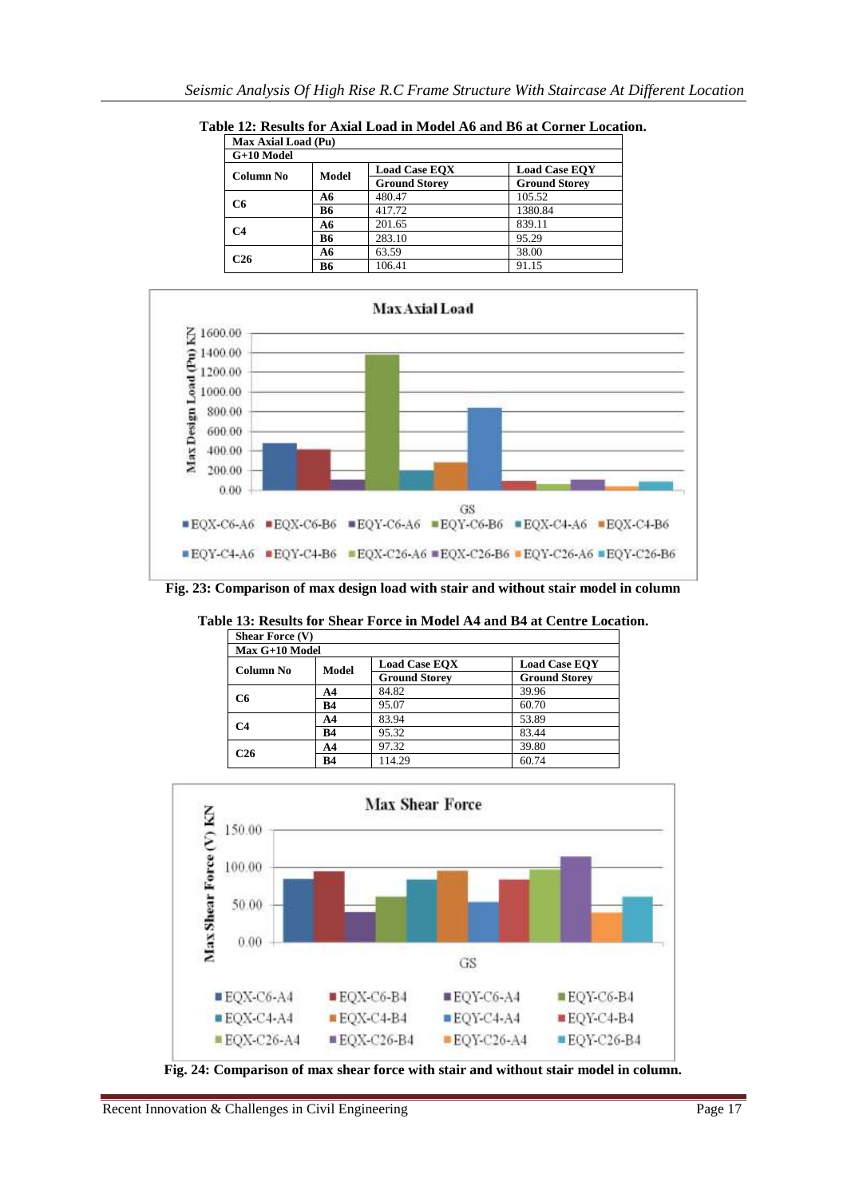**Table 12: Results for Axial Load in Model A6 and B6 at Corner Location.**

| Max Axial Load (Pu) | | | |
|---|---|---|---|
| G+10 Model | | | |
| Column No | Model | Load Case EQX<br>Ground Storey | Load Case EQY<br>Ground Storey |
| C6 | A6 | 480.47 | 105.52 |
| | B6 | 417.72 | 1380.84 |
| C4 | A6 | 201.65 | 839.11 |
| | B6 | 283.10 | 95.29 |
| C26 | A6 | 63.59 | 38.00 |
| | B6 | 106.41 | 91.15 |

Fig. 23: Comparison of max design load with stair and without stair model in column

**Table 13: Results for Shear Force in Model A4 and B4 at Centre Location.**

| Shear Force (V) | | | |
|---|---|---|---|
| Max G+10 Model | | | |
| Column No | Model | Load Case EQX<br>Ground Storey | Load Case EQY<br>Ground Storey |
| C6 | A4 | 84.82 | 39.96 |
| | B4 | 95.07 | 60.70 |
| C4 | A4 | 83.94 | 53.89 |
| | B4 | 95.32 | 83.44 |
| C26 | A4 | 97.32 | 39.80 |
| | B4 | 114.29 | 60.74 |

Fig. 24: Comparison of max shear force with stair and without stair model in column.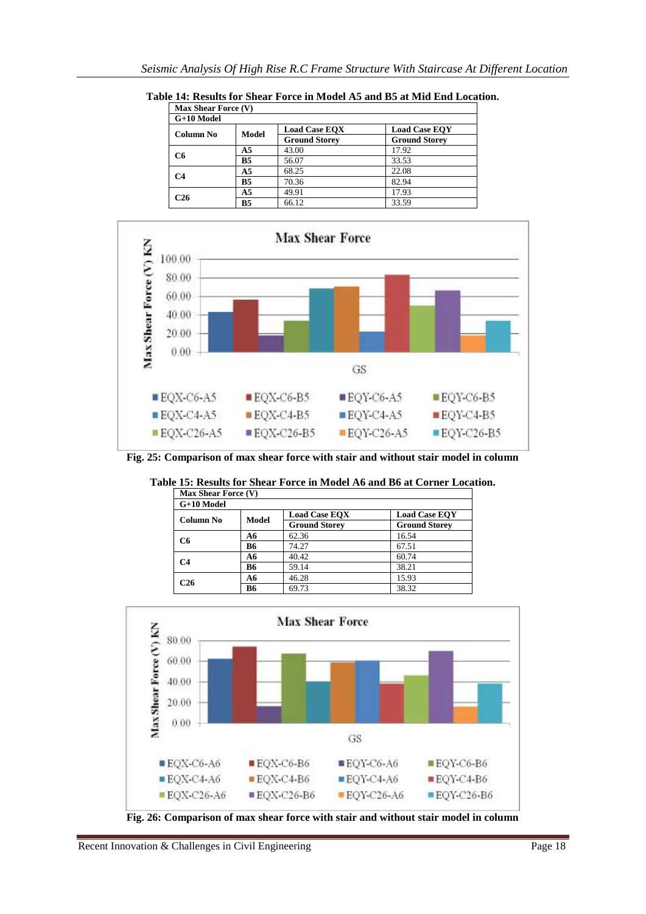**Table 14: Results for Shear Force in Model A5 and B5 at Mid End Location.**

| Max Shear Force (V) | | | |
|---|---|---|---|
| G+10 Model | | | |
| Column No | Model | Load Case EQX Ground Storey | Load Case EQY Ground Storey |
| C6 | A5 | 43.00 | 17.92 |
| | B5 | 56.07 | 33.53 |
| C4 | A5 | 68.25 | 22.08 |
| | B5 | 70.36 | 82.94 |
| C26 | A5 | 49.91 | 17.93 |
| | B5 | 66.12 | 33.59 |

Fig. 25: Comparison of max shear force with stair and without stair model in column

**Table 15: Results for Shear Force in Model A6 and B6 at Corner Location.**

| Max Shear Force (V) | | | |
|---|---|---|---|
| G+10 Model | | | |
| Column No | Model | Load Case EQX Ground Storey | Load Case EQY Ground Storey |
| C6 | A6 | 62.36 | 16.54 |
| | B6 | 74.27 | 67.51 |
| C4 | A6 | 40.42 | 60.74 |
| | B6 | 59.14 | 38.21 |
| C26 | A6 | 46.28 | 15.93 |
| | B6 | 69.73 | 38.32 |

Fig. 26: Comparison of max shear force with stair and without stair model in column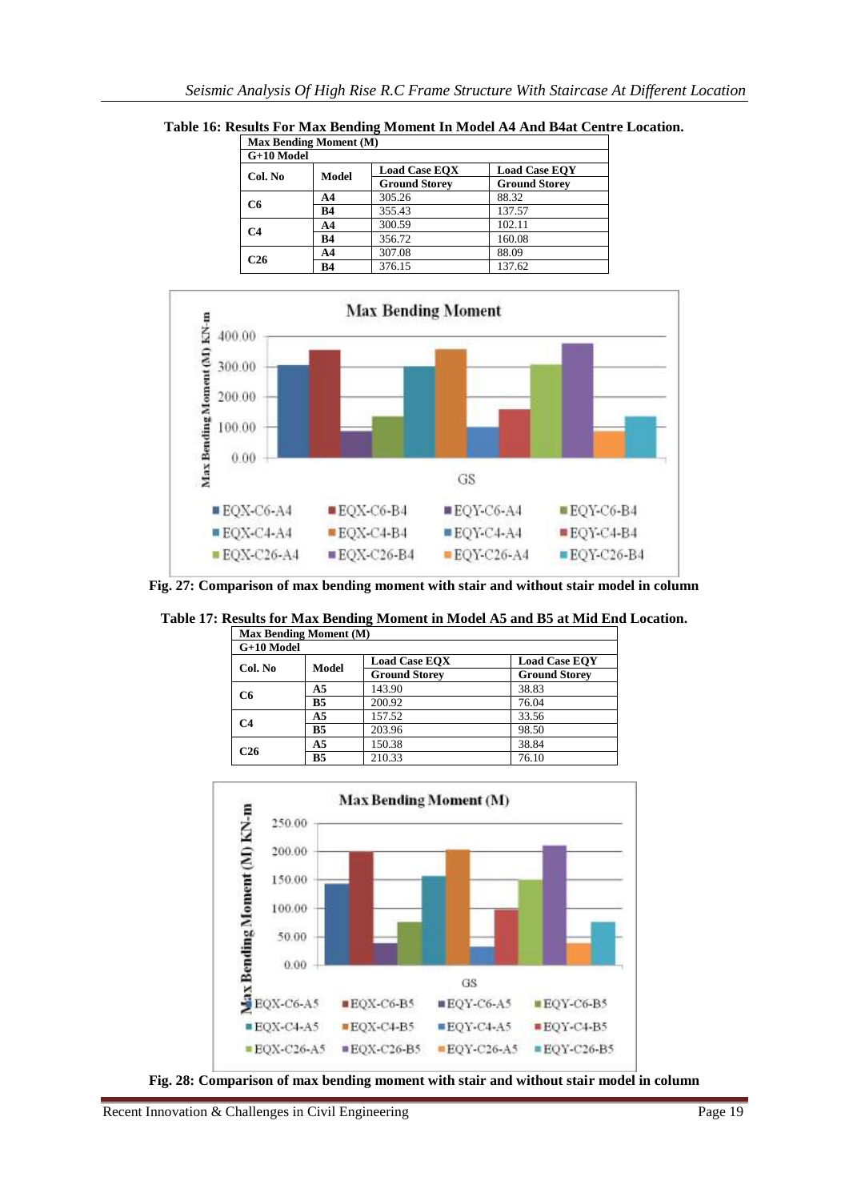**Table 16: Results For Max Bending Moment In Model A4 And B4at Centre Location.**

| Max Bending Moment (M) | | | |
|---|---|---|---|
| G+10 Model | | | |
| Col. No | Model | Load Case EQX | Load Case EQY |
| | | Ground Storey | Ground Storey |
| C6 | A4 | 305.26 | 88.32 |
| | B4 | 355.43 | 137.57 |
| C4 | A4 | 300.59 | 102.11 |
| | B4 | 356.72 | 160.08 |
| C26 | A4 | 307.08 | 88.09 |
| | B4 | 376.15 | 137.62 |

Fig. 27: Comparison of max bending moment with stair and without stair model in column

**Table 17: Results for Max Bending Moment in Model A5 and B5 at Mid End Location.**

| Max Bending Moment (M) | | | |
|---|---|---|---|
| G+10 Model | | | |
| Col. No | Model | Load Case EQX | Load Case EQY |
| | | Ground Storey | Ground Storey |
| C6 | A5 | 143.90 | 38.83 |
| | B5 | 200.92 | 76.04 |
| C4 | A5 | 157.52 | 33.56 |
| | B5 | 203.96 | 98.50 |
| C26 | A5 | 150.38 | 38.84 |
| | B5 | 210.33 | 76.10 |

Fig. 28: Comparison of max bending moment with stair and without stair model in column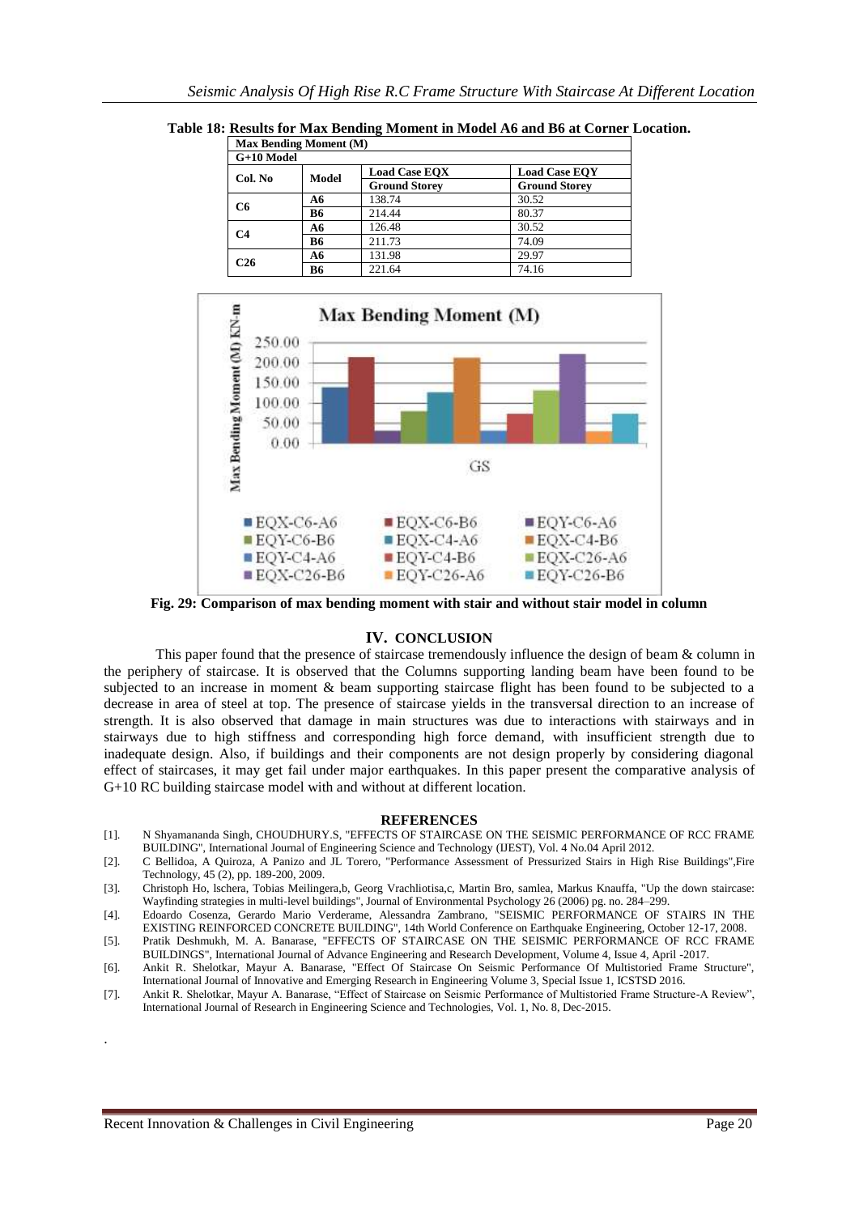**Table 18: Results for Max Bending Moment in Model A6 and B6 at Corner Location.**

| **Max Bending Moment (M)** | | | |
|---|---|---|---|
| **G+10 Model** | | | |
| **Col. No** | **Model** | **Load Case EQX** | **Load Case EQY** |
| | | **Ground Storey** | **Ground Storey** |
| **C6** | **A6** | 138.74 | 30.52 |
| | **B6** | 214.44 | 80.37 |
| **C4** | **A6** | 126.48 | 30.52 |
| | **B6** | 211.73 | 74.09 |
| **C26** | **A6** | 131.98 | 29.97 |
| | **B6** | 221.64 | 74.16 |

Max Bending Moment (M)

Max Bending Moment (M) KN-m

250.00
200.00
150.00
100.00
50.00
0.00

GS

EQX-C6-A6
EQX-C6-B6
EQY-C6-A6
EQY-C6-B6
EQX-C4-A6
EQX-C4-B6
EQY-C4-A6
EQY-C4-B6
EQX-C26-A6
EQX-C26-B6
EQY-C26-A6
EQY-C26-B6

**Fig. 29: Comparison of max bending moment with stair and without stair model in column**

## IV. CONCLUSION

This paper found that the presence of staircase tremendously influence the design of beam & column in the periphery of staircase. It is observed that the Columns supporting landing beam have been found to be subjected to an increase in moment & beam supporting staircase flight has been found to be subjected to a decrease in area of steel at top. The presence of staircase yields in the transversal direction to an increase of strength. It is also observed that damage in main structures was due to interactions with stairways and in stairways due to high stiffness and corresponding high force demand, with insufficient strength due to inadequate design. Also, if buildings and their components are not design properly by considering diagonal effect of staircases, it may get fail under major earthquakes. In this paper present the comparative analysis of G+10 RC building staircase model with and without at different location.

## REFERENCES

[1]. N Shyamananda Singh, CHOUDHURY.S, "EFFECTS OF STAIRCASE ON THE SEISMIC PERFORMANCE OF RCC FRAME BUILDING", International Journal of Engineering Science and Technology (IJEST), Vol. 4 No.04 April 2012.

[2]. C Bellidoa, A Quiroza, A Panizo and JL Torero, "Performance Assessment of Pressurized Stairs in High Rise Buildings",Fire Technology, 45 (2), pp. 189-200, 2009.

[3]. Christoph Ho, lschera, Tobias Meilingera,b, Georg Vrachliotisa,c, Martin Bro, samlea, Markus Knauffa, "Up the down staircase: Wayfinding strategies in multi-level buildings", Journal of Environmental Psychology 26 (2006) pg. no. 284–299.

[4]. Edoardo Cosenza, Gerardo Mario Verderame, Alessandra Zambrano, "SEISMIC PERFORMANCE OF STAIRS IN THE EXISTING REINFORCED CONCRETE BUILDING", 14th World Conference on Earthquake Engineering, October 12-17, 2008.

[5]. Pratik Deshmukh, M. A. Banarase, "EFFECTS OF STAIRCASE ON THE SEISMIC PERFORMANCE OF RCC FRAME BUILDINGS", International Journal of Advance Engineering and Research Development, Volume 4, Issue 4, April -2017.

[6]. Ankit R. Shelotkar, Mayur A. Banarase, "Effect Of Staircase On Seismic Performance Of Multistoried Frame Structure", International Journal of Innovative and Emerging Research in Engineering Volume 3, Special Issue 1, ICSTSD 2016.

[7]. Ankit R. Shelotkar, Mayur A. Banarase, "Effect of Staircase on Seismic Performance of Multistoried Frame Structure-A Review", International Journal of Research in Engineering Science and Technologies, Vol. 1, No. 8, Dec-2015.